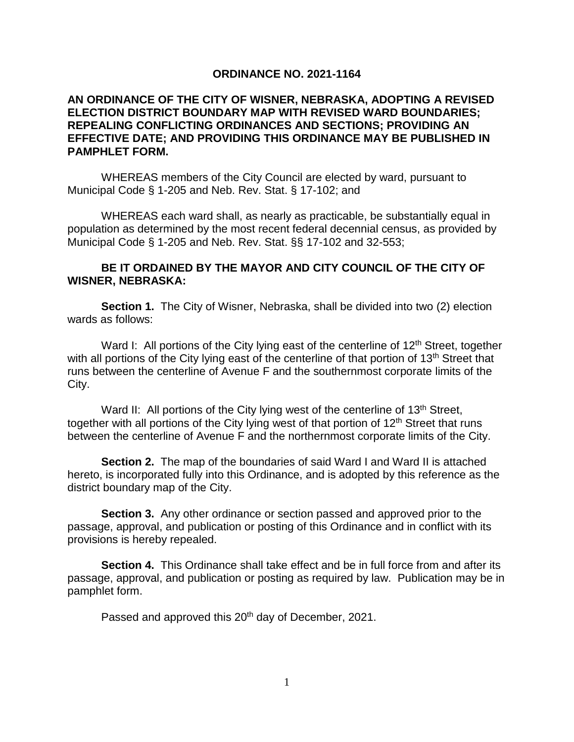# ORDINANCE NO. 2021-1164

**AN ORDINANCE OF THE CITY OF WISNER, NEBRASKA, ADOPTING A REVISED ELECTION DISTRICT BOUNDARY MAP WITH REVISED WARD BOUNDARIES; REPEALING CONFLICTING ORDINANCES AND SECTIONS; PROVIDING AN EFFECTIVE DATE; AND PROVIDING THIS ORDINANCE MAY BE PUBLISHED IN PAMPHLET FORM.**

WHEREAS members of the City Council are elected by ward, pursuant to Municipal Code § 1-205 and Neb. Rev. Stat. § 17-102; and

WHEREAS each ward shall, as nearly as practicable, be substantially equal in population as determined by the most recent federal decennial census, as provided by Municipal Code § 1-205 and Neb. Rev. Stat. §§ 17-102 and 32-553;

**BE IT ORDAINED BY THE MAYOR AND CITY COUNCIL OF THE CITY OF WISNER, NEBRASKA:**

**Section 1.** The City of Wisner, Nebraska, shall be divided into two (2) election wards as follows:

Ward I: All portions of the City lying east of the centerline of 12th Street, together with all portions of the City lying east of the centerline of that portion of 13th Street that runs between the centerline of Avenue F and the southernmost corporate limits of the City.

Ward II: All portions of the City lying west of the centerline of 13th Street, together with all portions of the City lying west of that portion of 12th Street that runs between the centerline of Avenue F and the northernmost corporate limits of the City.

**Section 2.** The map of the boundaries of said Ward I and Ward II is attached hereto, is incorporated fully into this Ordinance, and is adopted by this reference as the district boundary map of the City.

**Section 3.** Any other ordinance or section passed and approved prior to the passage, approval, and publication or posting of this Ordinance and in conflict with its provisions is hereby repealed.

**Section 4.** This Ordinance shall take effect and be in full force from and after its passage, approval, and publication or posting as required by law. Publication may be in pamphlet form.

Passed and approved this 20th day of December, 2021.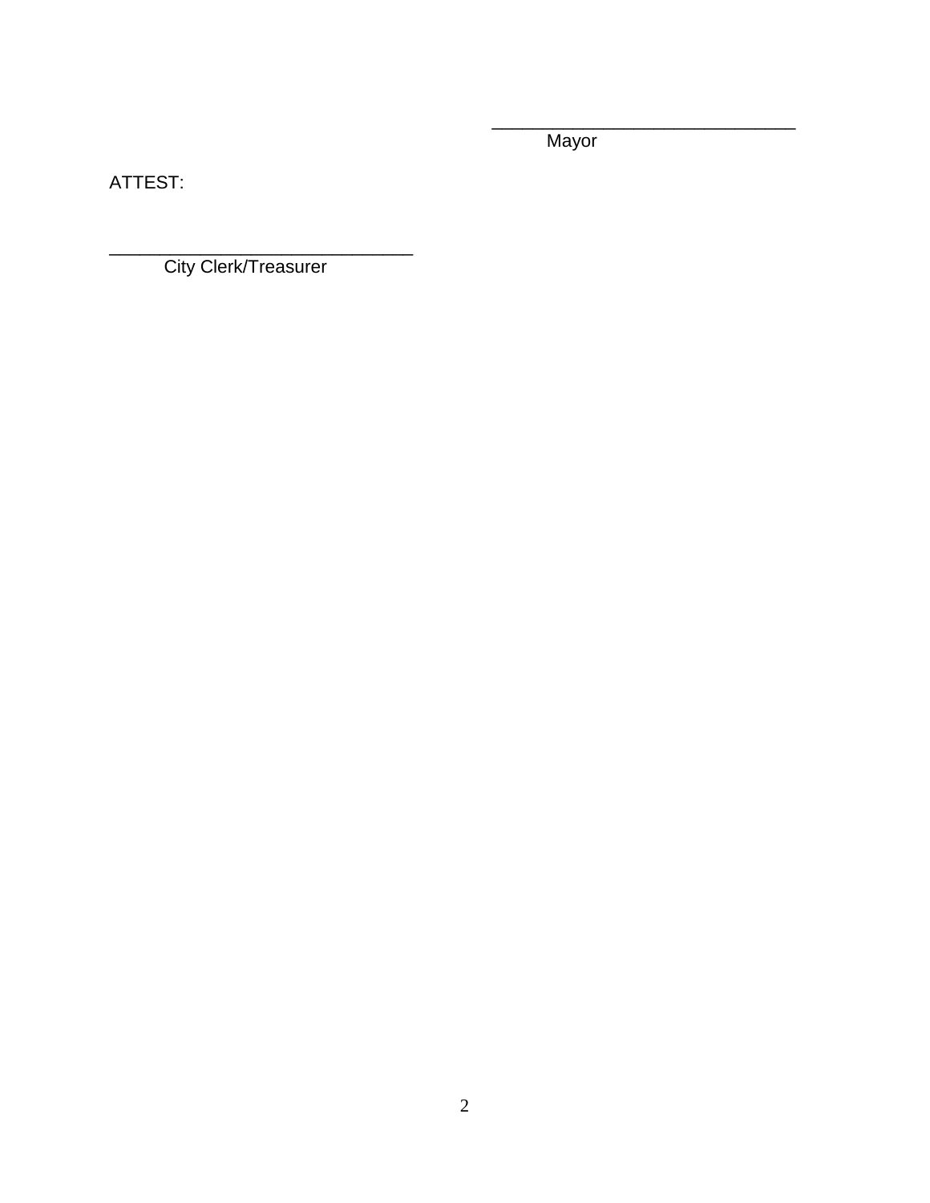______________________________
Mayor

ATTEST:

______________________________
City Clerk/Treasurer